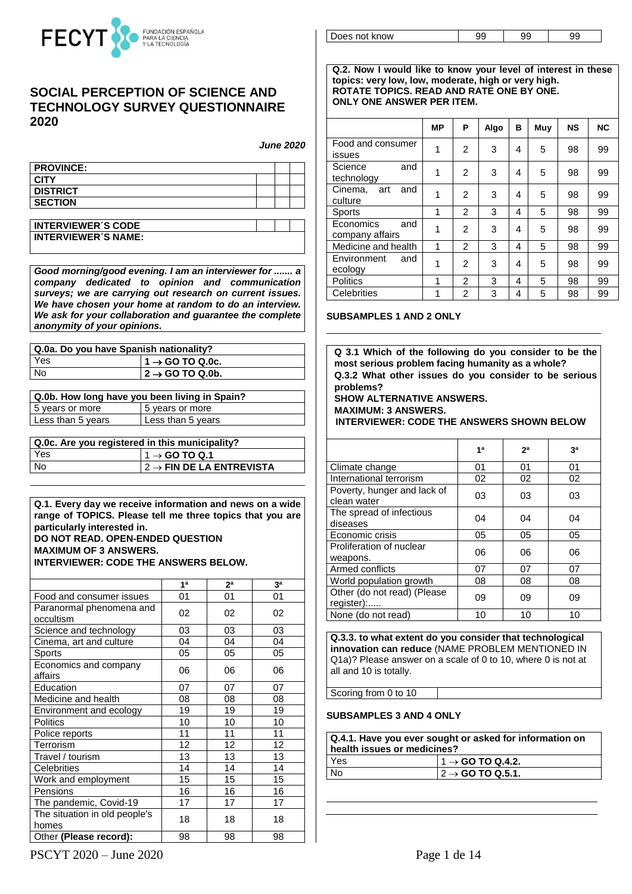FECYT FUNDACIÓN ESPAÑOLA PARA LA CIENCIA Y LA TECNOLOGÍA

# SOCIAL PERCEPTION OF SCIENCE AND TECHNOLOGY SURVEY QUESTIONNAIRE 2020

***June 2020***

| | | | |
|---|---|---|---|
| **PROVINCE:** | | | |
| **CITY** | | | |
| **DISTRICT** | | | |
| **SECTION** | | | |

| | | | |
|---|---|---|---|
| **INTERVIEWER´S CODE** | | | |
| **INTERVIEWER´S NAME:** | | | |

***Good morning/good evening. I am an interviewer for ....... a company dedicated to opinion and communication surveys; we are carrying out research on current issues. We have chosen your home at random to do an interview. We ask for your collaboration and guarantee the complete anonymity of your opinions.***

| **Q.0a. Do you have Spanish nationality?** | |
|---|---|
| Yes | **1 → GO TO Q.0c.** |
| No | **2 → GO TO Q.0b.** |

| **Q.0b. How long have you been living in Spain?** | |
|---|---|
| 5 years or more | 5 years or more |
| Less than 5 years | Less than 5 years |

| **Q.0c. Are you registered in this municipality?** | |
|---|---|
| Yes | 1 → **GO TO Q.1** |
| No | 2 → **FIN DE LA ENTREVISTA** |

**Q.1. Every day we receive information and news on a wide range of TOPICS. Please tell me three topics that you are particularly interested in.**
**DO NOT READ. OPEN-ENDED QUESTION**
**MAXIMUM OF 3 ANSWERS.**
**INTERVIEWER: CODE THE ANSWERS BELOW.**

| | 1ª | 2ª | 3ª |
|---|---|---|---|
| Food and consumer issues | 01 | 01 | 01 |
| Paranormal phenomena and occultism | 02 | 02 | 02 |
| Science and technology | 03 | 03 | 03 |
| Cinema, art and culture | 04 | 04 | 04 |
| Sports | 05 | 05 | 05 |
| Economics and company affairs | 06 | 06 | 06 |
| Education | 07 | 07 | 07 |
| Medicine and health | 08 | 08 | 08 |
| Environment and ecology | 19 | 19 | 19 |
| Politics | 10 | 10 | 10 |
| Police reports | 11 | 11 | 11 |
| Terrorism | 12 | 12 | 12 |
| Travel / tourism | 13 | 13 | 13 |
| Celebrities | 14 | 14 | 14 |
| Work and employment | 15 | 15 | 15 |
| Pensions | 16 | 16 | 16 |
| The pandemic, Covid-19 | 17 | 17 | 17 |
| The situation in old people's homes | 18 | 18 | 18 |
| Other **(Please record):** | 98 | 98 | 98 |
| Does not know | 99 | 99 | 99 |

**Q.2. Now I would like to know your level of interest in these topics: very low, low, moderate, high or very high.**
**ROTATE TOPICS. READ AND RATE ONE BY ONE.**
**ONLY ONE ANSWER PER ITEM.**

| | MP | P | Algo | B | Muy | NS | NC |
|---|---|---|---|---|---|---|---|
| Food and consumer issues | 1 | 2 | 3 | 4 | 5 | 98 | 99 |
| Science and technology | 1 | 2 | 3 | 4 | 5 | 98 | 99 |
| Cinema, art and culture | 1 | 2 | 3 | 4 | 5 | 98 | 99 |
| Sports | 1 | 2 | 3 | 4 | 5 | 98 | 99 |
| Economics and company affairs | 1 | 2 | 3 | 4 | 5 | 98 | 99 |
| Medicine and health | 1 | 2 | 3 | 4 | 5 | 98 | 99 |
| Environment and ecology | 1 | 2 | 3 | 4 | 5 | 98 | 99 |
| Politics | 1 | 2 | 3 | 4 | 5 | 98 | 99 |
| Celebrities | 1 | 2 | 3 | 4 | 5 | 98 | 99 |

**SUBSAMPLES 1 AND 2 ONLY**

**Q 3.1 Which of the following do you consider to be the most serious problem facing humanity as a whole?**
**Q.3.2 What other issues do you consider to be serious problems?**
**SHOW ALTERNATIVE ANSWERS.**
**MAXIMUM: 3 ANSWERS.**
**INTERVIEWER: CODE THE ANSWERS SHOWN BELOW**

| | 1ª | 2ª | 3ª |
|---|---|---|---|
| Climate change | 01 | 01 | 01 |
| International terrorism | 02 | 02 | 02 |
| Poverty, hunger and lack of clean water | 03 | 03 | 03 |
| The spread of infectious diseases | 04 | 04 | 04 |
| Economic crisis | 05 | 05 | 05 |
| Proliferation of nuclear weapons. | 06 | 06 | 06 |
| Armed conflicts | 07 | 07 | 07 |
| World population growth | 08 | 08 | 08 |
| Other (do not read) (Please register):..... | 09 | 09 | 09 |
| None (do not read) | 10 | 10 | 10 |

**Q.3.3. to what extent do you consider that technological innovation can reduce** (NAME PROBLEM MENTIONED IN Q1a)? Please answer on a scale of 0 to 10, where 0 is not at all and 10 is totally.

| Scoring from 0 to 10 | |
|---|---|

**SUBSAMPLES 3 AND 4 ONLY**

| **Q.4.1. Have you ever sought or asked for information on health issues or medicines?** | |
|---|---|
| Yes | 1 → **GO TO Q.4.2.** |
| No | 2 → **GO TO Q.5.1.** |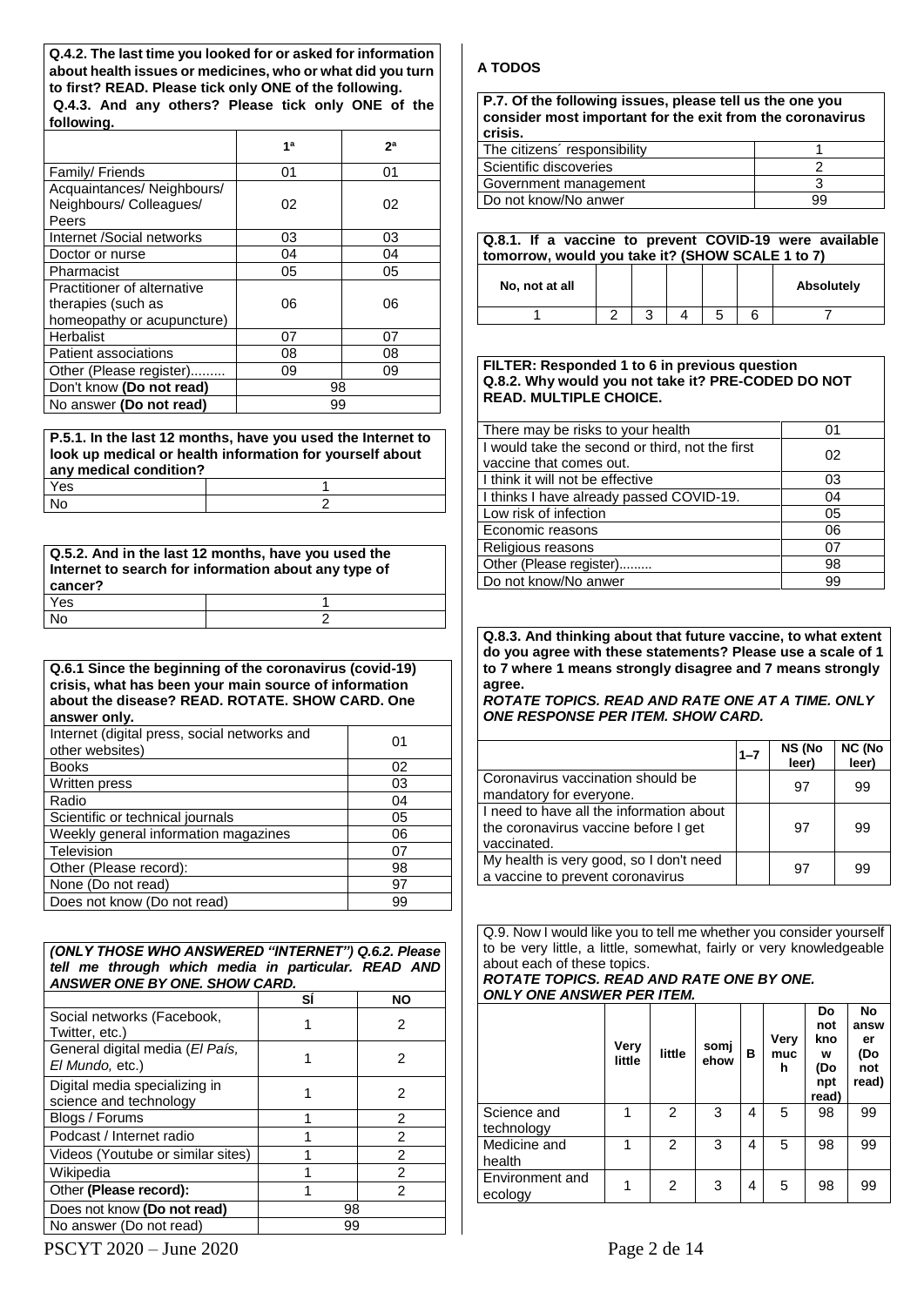**Q.4.2. The last time you looked for or asked for information about health issues or medicines, who or what did you turn to first? READ. Please tick only ONE of the following.**
**Q.4.3. And any others? Please tick only ONE of the following.**

| | 1ª | 2ª |
|---|---|---|
| Family/ Friends | 01 | 01 |
| Acquaintances/ Neighbours/ Neighbours/ Colleagues/ Peers | 02 | 02 |
| Internet /Social networks | 03 | 03 |
| Doctor or nurse | 04 | 04 |
| Pharmacist | 05 | 05 |
| Practitioner of alternative therapies (such as homeopathy or acupuncture) | 06 | 06 |
| Herbalist | 07 | 07 |
| Patient associations | 08 | 08 |
| Other (Please register)......... | 09 | 09 |
| Don't know **(Do not read)** | 98 | |
| No answer **(Do not read)** | 99 | |

**P.5.1. In the last 12 months, have you used the Internet to look up medical or health information for yourself about any medical condition?**

| | |
|---|---|
| Yes | 1 |
| No | 2 |

**Q.5.2. And in the last 12 months, have you used the Internet to search for information about any type of cancer?**

| | |
|---|---|
| Yes | 1 |
| No | 2 |

**Q.6.1 Since the beginning of the coronavirus (covid-19) crisis, what has been your main source of information about the disease? READ. ROTATE. SHOW CARD. One answer only.**

| | |
|---|---|
| Internet (digital press, social networks and other websites) | 01 |
| Books | 02 |
| Written press | 03 |
| Radio | 04 |
| Scientific or technical journals | 05 |
| Weekly general information magazines | 06 |
| Television | 07 |
| Other (Please record): | 98 |
| None (Do not read) | 97 |
| Does not know (Do not read) | 99 |

***(ONLY THOSE WHO ANSWERED "INTERNET") Q.6.2. Please tell me through which media in particular. READ AND ANSWER ONE BY ONE. SHOW CARD.***

| | SÍ | NO |
|---|---|---|
| Social networks (Facebook, Twitter, etc.) | 1 | 2 |
| General digital media (*El País, El Mundo,* etc.) | 1 | 2 |
| Digital media specializing in science and technology | 1 | 2 |
| Blogs / Forums | 1 | 2 |
| Podcast / Internet radio | 1 | 2 |
| Videos (Youtube or similar sites) | 1 | 2 |
| Wikipedia | 1 | 2 |
| Other **(Please record):** | 1 | 2 |
| Does not know **(Do not read)** | 98 | |
| No answer (Do not read) | 99 | |

**A TODOS**

**P.7. Of the following issues, please tell us the one you consider most important for the exit from the coronavirus crisis.**

| | |
|---|---|
| The citizens´ responsibility | 1 |
| Scientific discoveries | 2 |
| Government management | 3 |
| Do not know/No anwer | 99 |

**Q.8.1. If a vaccine to prevent COVID-19 were available tomorrow, would you take it? (SHOW SCALE 1 to 7)**

| No, not at all | | | | | | Absolutely |
|---|---|---|---|---|---|---|
| 1 | 2 | 3 | 4 | 5 | 6 | 7 |

**FILTER: Responded 1 to 6 in previous question**
**Q.8.2. Why would you not take it? PRE-CODED DO NOT READ. MULTIPLE CHOICE.**

| | |
|---|---|
| There may be risks to your health | 01 |
| I would take the second or third, not the first vaccine that comes out. | 02 |
| I think it will not be effective | 03 |
| I thinks I have already passed COVID-19. | 04 |
| Low risk of infection | 05 |
| Economic reasons | 06 |
| Religious reasons | 07 |
| Other (Please register)......... | 98 |
| Do not know/No anwer | 99 |

**Q.8.3. And thinking about that future vaccine, to what extent do you agree with these statements? Please use a scale of 1 to 7 where 1 means strongly disagree and 7 means strongly agree.**
***ROTATE TOPICS. READ AND RATE ONE AT A TIME. ONLY ONE RESPONSE PER ITEM. SHOW CARD.***

| | 1–7 | NS (No leer) | NC (No leer) |
|---|---|---|---|
| Coronavirus vaccination should be mandatory for everyone. | | 97 | 99 |
| I need to have all the information about the coronavirus vaccine before I get vaccinated. | | 97 | 99 |
| My health is very good, so I don't need a vaccine to prevent coronavirus | | 97 | 99 |

Q.9. Now I would like you to tell me whether you consider yourself to be very little, a little, somewhat, fairly or very knowledgeable about each of these topics.
***ROTATE TOPICS. READ AND RATE ONE BY ONE.***
***ONLY ONE ANSWER PER ITEM.***

| | Very little | little | somjehow | B | Very much | Do not know (Do npt read) | No answer (Do not read) |
|---|---|---|---|---|---|---|---|
| Science and technology | 1 | 2 | 3 | 4 | 5 | 98 | 99 |
| Medicine and health | 1 | 2 | 3 | 4 | 5 | 98 | 99 |
| Environment and ecology | 1 | 2 | 3 | 4 | 5 | 98 | 99 |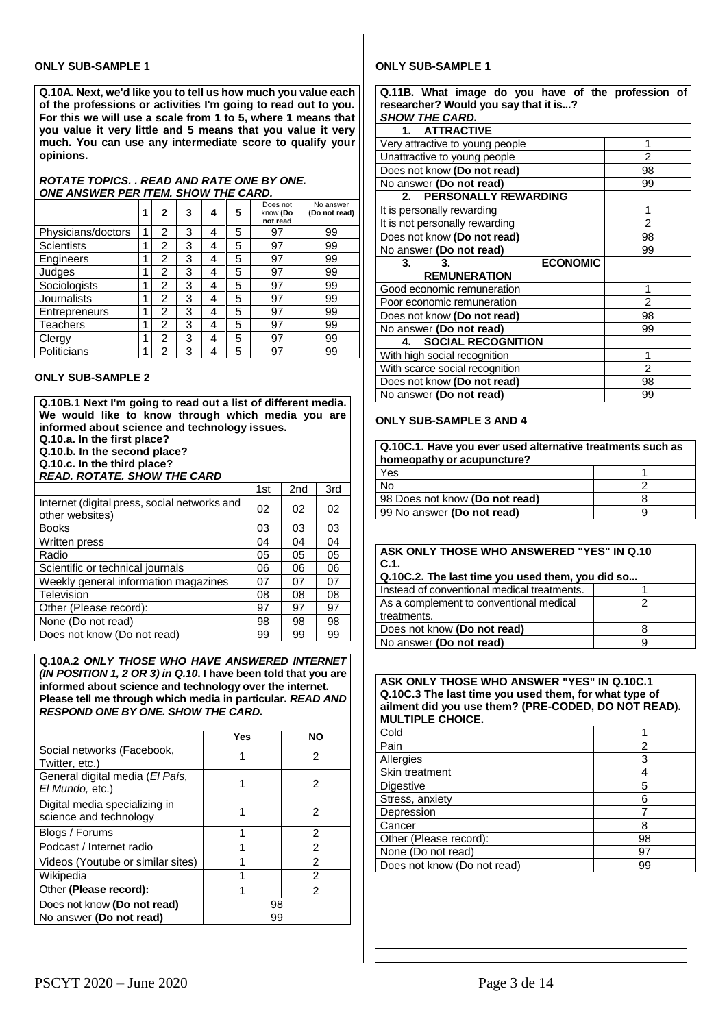**ONLY SUB-SAMPLE 1**

**Q.10A. Next, we'd like you to tell us how much you value each of the professions or activities I'm going to read out to you. For this we will use a scale from 1 to 5, where 1 means that you value it very little and 5 means that you value it very much. You can use any intermediate score to qualify your opinions.**

***ROTATE TOPICS. . READ AND RATE ONE BY ONE. ONE ANSWER PER ITEM. SHOW THE CARD.***

| | 1 | 2 | 3 | 4 | 5 | Does not know **(Do not read** | No answer **(Do not read)** |
|---|---|---|---|---|---|---|---|
| Physicians/doctors | 1 | 2 | 3 | 4 | 5 | 97 | 99 |
| Scientists | 1 | 2 | 3 | 4 | 5 | 97 | 99 |
| Engineers | 1 | 2 | 3 | 4 | 5 | 97 | 99 |
| Judges | 1 | 2 | 3 | 4 | 5 | 97 | 99 |
| Sociologists | 1 | 2 | 3 | 4 | 5 | 97 | 99 |
| Journalists | 1 | 2 | 3 | 4 | 5 | 97 | 99 |
| Entrepreneurs | 1 | 2 | 3 | 4 | 5 | 97 | 99 |
| Teachers | 1 | 2 | 3 | 4 | 5 | 97 | 99 |
| Clergy | 1 | 2 | 3 | 4 | 5 | 97 | 99 |
| Politicians | 1 | 2 | 3 | 4 | 5 | 97 | 99 |

**ONLY SUB-SAMPLE 2**

**Q.10B.1 Next I'm going to read out a list of different media. We would like to know through which media you are informed about science and technology issues.**
**Q.10.a. In the first place?**
**Q.10.b. In the second place?**
**Q.10.c. In the third place?**
***READ. ROTATE. SHOW THE CARD***

| | 1st | 2nd | 3rd |
|---|---|---|---|
| Internet (digital press, social networks and other websites) | 02 | 02 | 02 |
| Books | 03 | 03 | 03 |
| Written press | 04 | 04 | 04 |
| Radio | 05 | 05 | 05 |
| Scientific or technical journals | 06 | 06 | 06 |
| Weekly general information magazines | 07 | 07 | 07 |
| Television | 08 | 08 | 08 |
| Other (Please record): | 97 | 97 | 97 |
| None (Do not read) | 98 | 98 | 98 |
| Does not know (Do not read) | 99 | 99 | 99 |

**Q.10A.2** ***ONLY THOSE WHO HAVE ANSWERED INTERNET (IN POSITION 1, 2 OR 3) in Q.10***. **I have been told that you are informed about science and technology over the internet. Please tell me through which media in particular.** ***READ AND RESPOND ONE BY ONE. SHOW THE CARD.***

| | **Yes** | **NO** |
|---|---|---|
| Social networks (Facebook, Twitter, etc.) | 1 | 2 |
| General digital media (*El País, El Mundo,* etc.) | 1 | 2 |
| Digital media specializing in science and technology | 1 | 2 |
| Blogs / Forums | 1 | 2 |
| Podcast / Internet radio | 1 | 2 |
| Videos (Youtube or similar sites) | 1 | 2 |
| Wikipedia | 1 | 2 |
| Other **(Please record):** | 1 | 2 |
| Does not know **(Do not read)** | 98 | |
| No answer **(Do not read)** | 99 | |

**ONLY SUB-SAMPLE 1**

**Q.11B. What image do you have of the profession of researcher? Would you say that it is...?**
***SHOW THE CARD.***

| | |
|---|---|
| **1. ATTRACTIVE** | |
| Very attractive to young people | 1 |
| Unattractive to young people | 2 |
| Does not know **(Do not read)** | 98 |
| No answer **(Do not read)** | 99 |
| **2. PERSONALLY REWARDING** | |
| It is personally rewarding | 1 |
| It is not personally rewarding | 2 |
| Does not know **(Do not read)** | 98 |
| No answer **(Do not read)** | 99 |
| **3. 3. ECONOMIC REMUNERATION** | |
| Good economic remuneration | 1 |
| Poor economic remuneration | 2 |
| Does not know **(Do not read)** | 98 |
| No answer **(Do not read)** | 99 |
| **4. SOCIAL RECOGNITION** | |
| With high social recognition | 1 |
| With scarce social recognition | 2 |
| Does not know **(Do not read)** | 98 |
| No answer **(Do not read)** | 99 |

**ONLY SUB-SAMPLE 3 AND 4**

| **Q.10C.1. Have you ever used alternative treatments such as homeopathy or acupuncture?** | |
|---|---|
| Yes | 1 |
| No | 2 |
| 98 Does not know **(Do not read)** | 8 |
| 99 No answer **(Do not read)** | 9 |

| **ASK ONLY THOSE WHO ANSWERED "YES" IN Q.10 C.1.** **Q.10C.2. The last time you used them, you did so...** | |
|---|---|
| Instead of conventional medical treatments. | 1 |
| As a complement to conventional medical treatments. | 2 |
| Does not know **(Do not read)** | 8 |
| No answer **(Do not read)** | 9 |

| **ASK ONLY THOSE WHO ANSWER "YES" IN Q.10C.1** **Q.10C.3 The last time you used them, for what type of ailment did you use them? (PRE-CODED, DO NOT READ). MULTIPLE CHOICE.** | |
|---|---|
| Cold | 1 |
| Pain | 2 |
| Allergies | 3 |
| Skin treatment | 4 |
| Digestive | 5 |
| Stress, anxiety | 6 |
| Depression | 7 |
| Cancer | 8 |
| Other (Please record): | 98 |
| None (Do not read) | 97 |
| Does not know (Do not read) | 99 |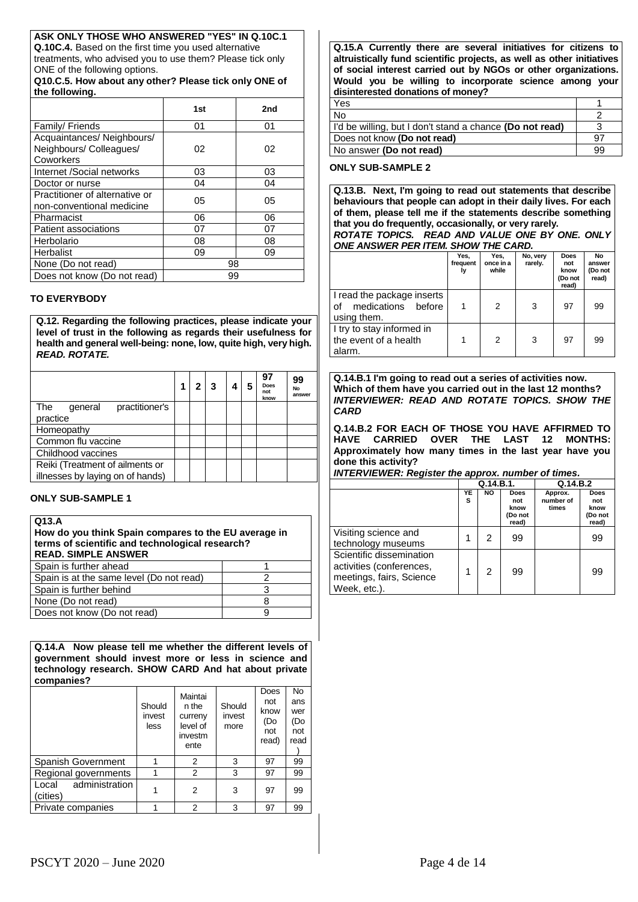**ASK ONLY THOSE WHO ANSWERED "YES" IN Q.10C.1**

**Q.10C.4.** Based on the first time you used alternative treatments, who advised you to use them? Please tick only ONE of the following options.

**Q10.C.5. How about any other? Please tick only ONE of the following.**

| | 1st | 2nd |
|---|---|---|
| Family/ Friends | 01 | 01 |
| Acquaintances/ Neighbours/ Neighbours/ Colleagues/ Coworkers | 02 | 02 |
| Internet /Social networks | 03 | 03 |
| Doctor or nurse | 04 | 04 |
| Practitioner of alternative or non-conventional medicine | 05 | 05 |
| Pharmacist | 06 | 06 |
| Patient associations | 07 | 07 |
| Herbolario | 08 | 08 |
| Herbalist | 09 | 09 |
| None (Do not read) | 98 | |
| Does not know (Do not read) | 99 | |

**TO EVERYBODY**

**Q.12. Regarding the following practices, please indicate your level of trust in the following as regards their usefulness for health and general well-being: none, low, quite high, very high.** ***READ. ROTATE.***

| | 1 | 2 | 3 | 4 | 5 | 97 Does not know | 99 No answer |
|---|---|---|---|---|---|---|---|
| The general practitioner's practice | | | | | | | |
| Homeopathy | | | | | | | |
| Common flu vaccine | | | | | | | |
| Childhood vaccines | | | | | | | |
| Reiki (Treatment of ailments or illnesses by laying on of hands) | | | | | | | |

**ONLY SUB-SAMPLE 1**

**Q13.A**
**How do you think Spain compares to the EU average in terms of scientific and technological research?**
**READ. SIMPLE ANSWER**

| | |
|---|---|
| Spain is further ahead | 1 |
| Spain is at the same level (Do not read) | 2 |
| Spain is further behind | 3 |
| None (Do not read) | 8 |
| Does not know (Do not read) | 9 |

**Q.14.A Now please tell me whether the different levels of government should invest more or less in science and technology research. SHOW CARD And hat about private companies?**

| | Should invest less | Maintain the curreny level of investmente | Should invest more | Does not know (Do not read) | No answer (Do not read) |
|---|---|---|---|---|---|
| Spanish Government | 1 | 2 | 3 | 97 | 99 |
| Regional governments | 1 | 2 | 3 | 97 | 99 |
| Local administration (cities) | 1 | 2 | 3 | 97 | 99 |
| Private companies | 1 | 2 | 3 | 97 | 99 |

**Q.15.A Currently there are several initiatives for citizens to altruistically fund scientific projects, as well as other initiatives of social interest carried out by NGOs or other organizations. Would you be willing to incorporate science among your disinterested donations of money?**

| | |
|---|---|
| Yes | 1 |
| No | 2 |
| I'd be willing, but I don't stand a chance **(Do not read)** | 3 |
| Does not know **(Do not read)** | 97 |
| No answer **(Do not read)** | 99 |

**ONLY SUB-SAMPLE 2**

**Q.13.B. Next, I'm going to read out statements that describe behaviours that people can adopt in their daily lives. For each of them, please tell me if the statements describe something that you do frequently, occasionally, or very rarely.**
***ROTATE TOPICS. READ AND VALUE ONE BY ONE. ONLY ONE ANSWER PER ITEM. SHOW THE CARD.***

| | Yes, frequently | Yes, once in a while | No, very rarely. | Does not know (Do not read) | No answer (Do not read) |
|---|---|---|---|---|---|
| I read the package inserts of medications before using them. | 1 | 2 | 3 | 97 | 99 |
| I try to stay informed in the event of a health alarm. | 1 | 2 | 3 | 97 | 99 |

**Q.14.B.1 I'm going to read out a series of activities now. Which of them have you carried out in the last 12 months?** ***INTERVIEWER: READ AND ROTATE TOPICS. SHOW THE CARD***

**Q.14.B.2 FOR EACH OF THOSE YOU HAVE AFFIRMED TO HAVE CARRIED OVER THE LAST 12 MONTHS: Approximately how many times in the last year have you done this activity?**
***INTERVIEWER: Register the approx. number of times.***

| | Q.14.B.1. | | | Q.14.B.2 | |
|---|---|---|---|---|---|
| | YES | NO | Does not know (Do not read) | Approx. number of times | Does not know (Do not read) |
| Visiting science and technology museums | 1 | 2 | 99 | | 99 |
| Scientific dissemination activities (conferences, meetings, fairs, Science Week, etc.). | 1 | 2 | 99 | | 99 |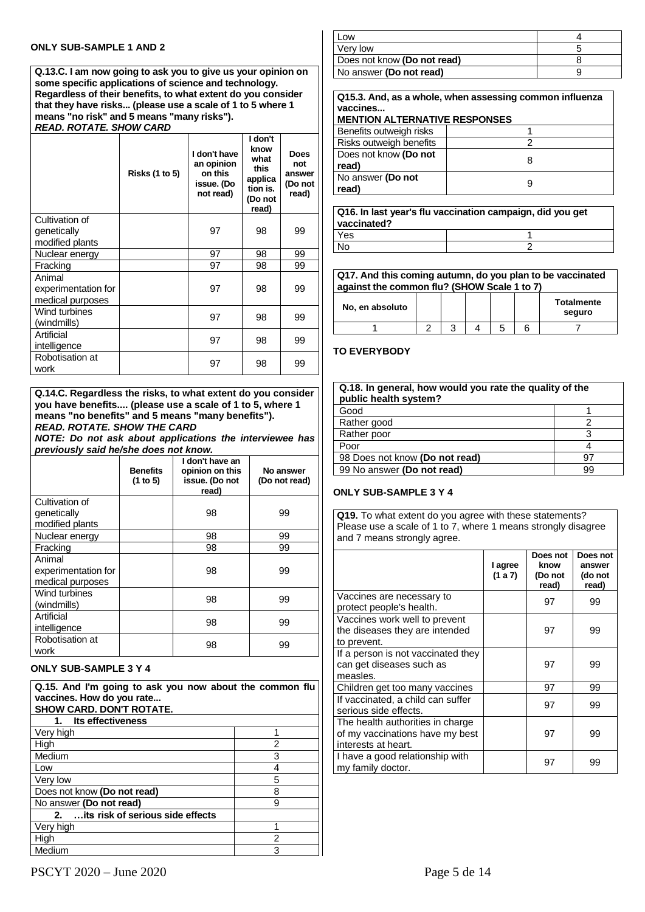**ONLY SUB-SAMPLE 1 AND 2**

**Q.13.C. I am now going to ask you to give us your opinion on some specific applications of science and technology. Regardless of their benefits, to what extent do you consider that they have risks... (please use a scale of 1 to 5 where 1 means "no risk" and 5 means "many risks").**
***READ. ROTATE. SHOW CARD***

| | Risks (1 to 5) | I don't have an opinion on this issue. (Do not read) | I don't know what this application is. (Do not read) | Does not answer (Do not read) |
|---|---|---|---|---|
| Cultivation of genetically modified plants | | 97 | 98 | 99 |
| Nuclear energy | | 97 | 98 | 99 |
| Fracking | | 97 | 98 | 99 |
| Animal experimentation for medical purposes | | 97 | 98 | 99 |
| Wind turbines (windmills) | | 97 | 98 | 99 |
| Artificial intelligence | | 97 | 98 | 99 |
| Robotisation at work | | 97 | 98 | 99 |

**Q.14.C. Regardless the risks, to what extent do you consider you have benefits.... (please use a scale of 1 to 5, where 1 means "no benefits" and 5 means "many benefits").**
***READ. ROTATE. SHOW THE CARD***
***NOTE: Do not ask about applications the interviewee has previously said he/she does not know.***

| | Benefits (1 to 5) | I don't have an opinion on this issue. (Do not read) | No answer (Do not read) |
|---|---|---|---|
| Cultivation of genetically modified plants | | 98 | 99 |
| Nuclear energy | | 98 | 99 |
| Fracking | | 98 | 99 |
| Animal experimentation for medical purposes | | 98 | 99 |
| Wind turbines (windmills) | | 98 | 99 |
| Artificial intelligence | | 98 | 99 |
| Robotisation at work | | 98 | 99 |

**ONLY SUB-SAMPLE 3 Y 4**

**Q.15. And I'm going to ask you now about the common flu vaccines. How do you rate...**
**SHOW CARD. DON'T ROTATE.**

| **1. Its effectiveness** | |
|---|---|
| Very high | 1 |
| High | 2 |
| Medium | 3 |
| Low | 4 |
| Very low | 5 |
| Does not know **(Do not read)** | 8 |
| No answer **(Do not read)** | 9 |
| **2. …its risk of serious side effects** | |
| Very high | 1 |
| High | 2 |
| Medium | 3 |
| Low | 4 |
| Very low | 5 |
| Does not know **(Do not read)** | 8 |
| No answer **(Do not read)** | 9 |

**Q15.3. And, as a whole, when assessing common influenza vaccines...**
**MENTION ALTERNATIVE RESPONSES**

| | |
|---|---|
| Benefits outweigh risks | 1 |
| Risks outweigh benefits | 2 |
| Does not know **(Do not read)** | 8 |
| No answer **(Do not read)** | 9 |

**Q16. In last year's flu vaccination campaign, did you get vaccinated?**

| | |
|---|---|
| Yes | 1 |
| No | 2 |

**Q17. And this coming autumn, do you plan to be vaccinated against the common flu? (SHOW Scale 1 to 7)**

| No, en absoluto | | | | | | Totalmente seguro |
|---|---|---|---|---|---|---|
| 1 | 2 | 3 | 4 | 5 | 6 | 7 |

**TO EVERYBODY**

**Q.18. In general, how would you rate the quality of the public health system?**

| | |
|---|---|
| Good | 1 |
| Rather good | 2 |
| Rather poor | 3 |
| Poor | 4 |
| 98 Does not know **(Do not read)** | 97 |
| 99 No answer **(Do not read)** | 99 |

**ONLY SUB-SAMPLE 3 Y 4**

**Q19.** To what extent do you agree with these statements? Please use a scale of 1 to 7, where 1 means strongly disagree and 7 means strongly agree.

| | I agree (1 a 7) | Does not know (Do not read) | Does not answer (do not read) |
|---|---|---|---|
| Vaccines are necessary to protect people's health. | | 97 | 99 |
| Vaccines work well to prevent the diseases they are intended to prevent. | | 97 | 99 |
| If a person is not vaccinated they can get diseases such as measles. | | 97 | 99 |
| Children get too many vaccines | | 97 | 99 |
| If vaccinated, a child can suffer serious side effects. | | 97 | 99 |
| The health authorities in charge of my vaccinations have my best interests at heart. | | 97 | 99 |
| I have a good relationship with my family doctor. | | 97 | 99 |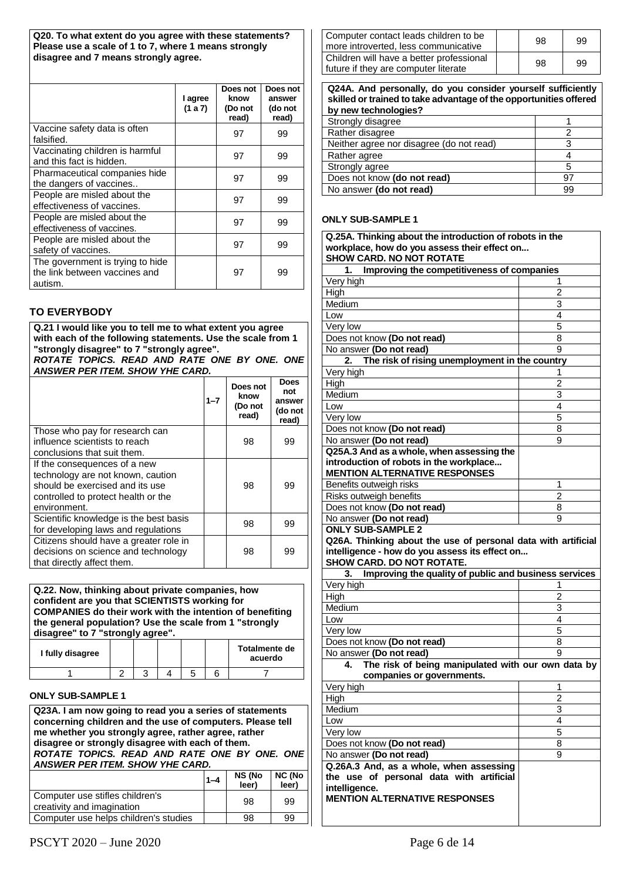**Q20. To what extent do you agree with these statements? Please use a scale of 1 to 7, where 1 means strongly disagree and 7 means strongly agree.**

| | I agree (1 a 7) | Does not know (Do not read) | Does not answer (do not read) |
|---|---|---|---|
| Vaccine safety data is often falsified. | | 97 | 99 |
| Vaccinating children is harmful and this fact is hidden. | | 97 | 99 |
| Pharmaceutical companies hide the dangers of vaccines.. | | 97 | 99 |
| People are misled about the effectiveness of vaccines. | | 97 | 99 |
| People are misled about the effectiveness of vaccines. | | 97 | 99 |
| People are misled about the safety of vaccines. | | 97 | 99 |
| The government is trying to hide the link between vaccines and autism. | | 97 | 99 |

### TO EVERYBODY

**Q.21 I would like you to tell me to what extent you agree with each of the following statements. Use the scale from 1 "strongly disagree" to 7 "strongly agree".**
***ROTATE TOPICS. READ AND RATE ONE BY ONE. ONE ANSWER PER ITEM. SHOW YHE CARD.***

| | 1–7 | Does not know (Do not read) | Does not answer (do not read) |
|---|---|---|---|
| Those who pay for research can influence scientists to reach conclusions that suit them. | | 98 | 99 |
| If the consequences of a new technology are not known, caution should be exercised and its use controlled to protect health or the environment. | | 98 | 99 |
| Scientific knowledge is the best basis for developing laws and regulations | | 98 | 99 |
| Citizens should have a greater role in decisions on science and technology that directly affect them. | | 98 | 99 |

**Q.22. Now, thinking about private companies, how confident are you that SCIENTISTS working for COMPANIES do their work with the intention of benefiting the general population? Use the scale from 1 "strongly disagree" to 7 "strongly agree".**

| I fully disagree | | | | | | Totalmente de acuerdo |
|---|---|---|---|---|---|---|
| 1 | 2 | 3 | 4 | 5 | 6 | 7 |

**ONLY SUB-SAMPLE 1**

**Q23A. I am now going to read you a series of statements concerning children and the use of computers. Please tell me whether you strongly agree, rather agree, rather disagree or strongly disagree with each of them.**
***ROTATE TOPICS. READ AND RATE ONE BY ONE. ONE ANSWER PER ITEM. SHOW YHE CARD.***

| | 1–4 | NS (No leer) | NC (No leer) |
|---|---|---|---|
| Computer use stifles children's creativity and imagination | | 98 | 99 |
| Computer use helps children's studies | | 98 | 99 |
| Computer contact leads children to be more introverted, less communicative | | 98 | 99 |
| Children will have a better professional future if they are computer literate | | 98 | 99 |

**Q24A. And personally, do you consider yourself sufficiently skilled or trained to take advantage of the opportunities offered by new technologies?**

| | |
|---|---|
| Strongly disagree | 1 |
| Rather disagree | 2 |
| Neither agree nor disagree (do not read) | 3 |
| Rather agree | 4 |
| Strongly agree | 5 |
| Does not know **(do not read)** | 97 |
| No answer **(do not read)** | 99 |

**ONLY SUB-SAMPLE 1**

**Q.25A. Thinking about the introduction of robots in the workplace, how do you assess their effect on...**
**SHOW CARD. NO NOT ROTATE**

| | |
|---|---|
| **1. Improving the competitiveness of companies** | |
| Very high | 1 |
| High | 2 |
| Medium | 3 |
| Low | 4 |
| Very low | 5 |
| Does not know **(Do not read)** | 8 |
| No answer **(Do not read)** | 9 |
| **2. The risk of rising unemployment in the country** | |
| Very high | 1 |
| High | 2 |
| Medium | 3 |
| Low | 4 |
| Very low | 5 |
| Does not know **(Do not read)** | 8 |
| No answer **(Do not read)** | 9 |

**Q25A.3 And as a whole, when assessing the introduction of robots in the workplace...**
**MENTION ALTERNATIVE RESPONSES**

| | |
|---|---|
| Benefits outweigh risks | 1 |
| Risks outweigh benefits | 2 |
| Does not know **(Do not read)** | 8 |
| No answer **(Do not read)** | 9 |

**ONLY SUB-SAMPLE 2**

**Q26A. Thinking about the use of personal data with artificial intelligence - how do you assess its effect on...**
**SHOW CARD. DO NOT ROTATE.**

| | |
|---|---|
| **3. Improving the quality of public and business services** | |
| Very high | 1 |
| High | 2 |
| Medium | 3 |
| Low | 4 |
| Very low | 5 |
| Does not know **(Do not read)** | 8 |
| No answer **(Do not read)** | 9 |
| **4. The risk of being manipulated with our own data by companies or governments.** | |
| Very high | 1 |
| High | 2 |
| Medium | 3 |
| Low | 4 |
| Very low | 5 |
| Does not know **(Do not read)** | 8 |
| No answer **(Do not read)** | 9 |

**Q.26A.3 And, as a whole, when assessing the use of personal data with artificial intelligence.**
**MENTION ALTERNATIVE RESPONSES**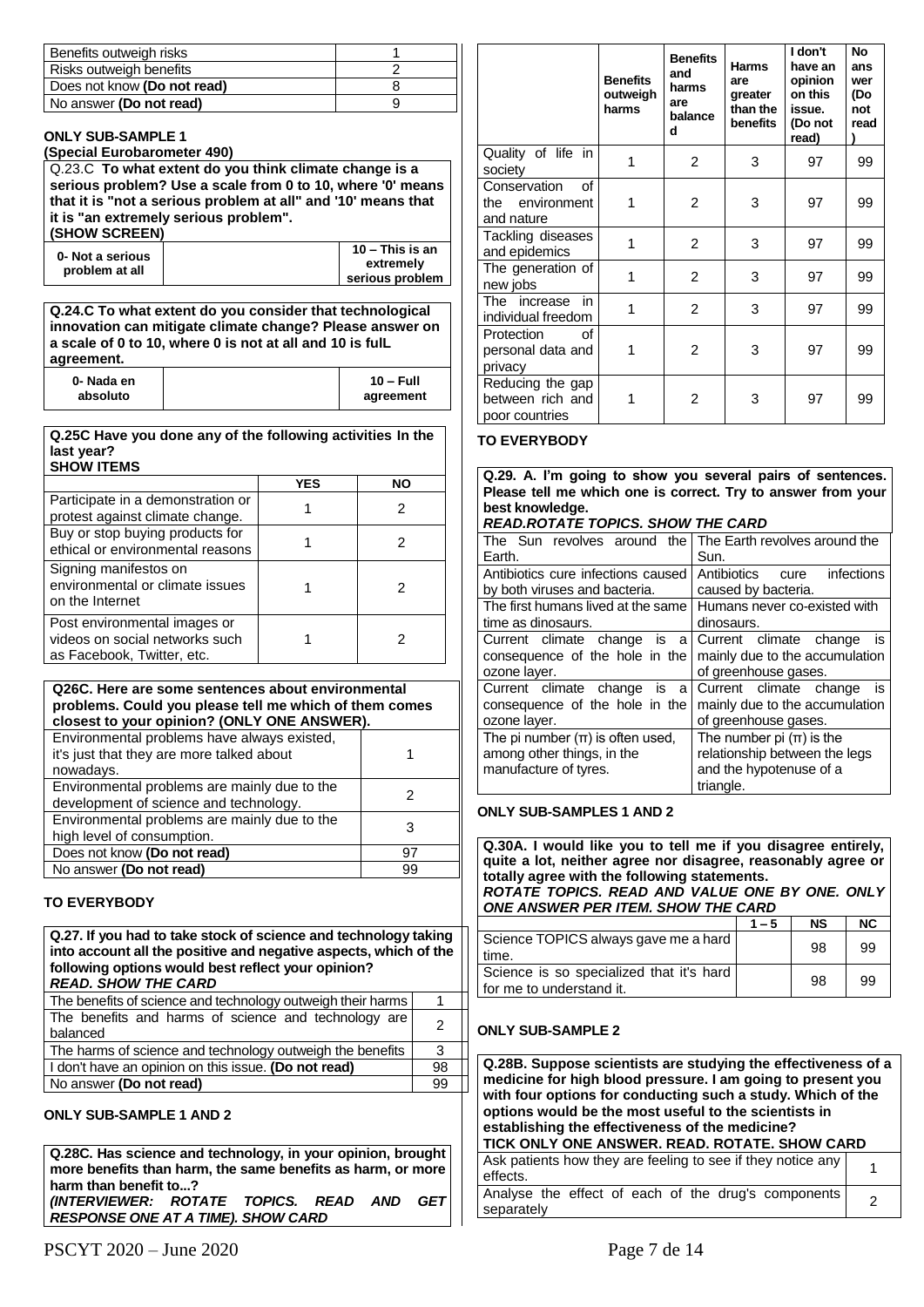| | |
|---|---|
| Benefits outweigh risks | 1 |
| Risks outweigh benefits | 2 |
| Does not know **(Do not read)** | 8 |
| No answer **(Do not read)** | 9 |

**ONLY SUB-SAMPLE 1**

**(Special Eurobarometer 490)**

Q.23.C **To what extent do you think climate change is a serious problem? Use a scale from 0 to 10, where '0' means that it is "not a serious problem at all" and '10' means that it is "an extremely serious problem".**

**(SHOW SCREEN)**

| 0- Not a serious problem at all | | 10 – This is an extremely serious problem |
|---|---|---|

**Q.24.C To what extent do you consider that technological innovation can mitigate climate change? Please answer on a scale of 0 to 10, where 0 is not at all and 10 is fulL agreement.**

| 0- Nada en absoluto | | 10 – Full agreement |
|---|---|---|

**Q.25C Have you done any of the following activities In the last year?**

**SHOW ITEMS**

| | YES | NO |
|---|---|---|
| Participate in a demonstration or protest against climate change. | 1 | 2 |
| Buy or stop buying products for ethical or environmental reasons | 1 | 2 |
| Signing manifestos on environmental or climate issues on the Internet | 1 | 2 |
| Post environmental images or videos on social networks such as Facebook, Twitter, etc. | 1 | 2 |

**Q26C. Here are some sentences about environmental problems. Could you please tell me which of them comes closest to your opinion? (ONLY ONE ANSWER).**

| | |
|---|---|
| Environmental problems have always existed, it's just that they are more talked about nowadays. | 1 |
| Environmental problems are mainly due to the development of science and technology. | 2 |
| Environmental problems are mainly due to the high level of consumption. | 3 |
| Does not know **(Do not read)** | 97 |
| No answer **(Do not read)** | 99 |

**TO EVERYBODY**

**Q.27. If you had to take stock of science and technology taking into account all the positive and negative aspects, which of the following options would best reflect your opinion?**

***READ. SHOW THE CARD***

| | |
|---|---|
| The benefits of science and technology outweigh their harms | 1 |
| The benefits and harms of science and technology are balanced | 2 |
| The harms of science and technology outweigh the benefits | 3 |
| I don't have an opinion on this issue. **(Do not read)** | 98 |
| No answer **(Do not read)** | 99 |

**ONLY SUB-SAMPLE 1 AND 2**

**Q.28C. Has science and technology, in your opinion, brought more benefits than harm, the same benefits as harm, or more harm than benefit to...?**

***(INTERVIEWER: ROTATE TOPICS. READ AND GET RESPONSE ONE AT A TIME). SHOW CARD***

| | Benefits outweigh harms | Benefits and harms are balanced | Harms are greater than the benefits | I don't have an opinion on this issue. (Do not read) | No answer (Do not read) |
|---|---|---|---|---|---|
| Quality of life in society | 1 | 2 | 3 | 97 | 99 |
| Conservation of the environment and nature | 1 | 2 | 3 | 97 | 99 |
| Tackling diseases and epidemics | 1 | 2 | 3 | 97 | 99 |
| The generation of new jobs | 1 | 2 | 3 | 97 | 99 |
| The increase in individual freedom | 1 | 2 | 3 | 97 | 99 |
| Protection of personal data and privacy | 1 | 2 | 3 | 97 | 99 |
| Reducing the gap between rich and poor countries | 1 | 2 | 3 | 97 | 99 |

**TO EVERYBODY**

**Q.29. A. I'm going to show you several pairs of sentences. Please tell me which one is correct. Try to answer from your best knowledge.**

***READ.ROTATE TOPICS. SHOW THE CARD***

| | |
|---|---|
| The Sun revolves around the Earth. | The Earth revolves around the Sun. |
| Antibiotics cure infections caused by both viruses and bacteria. | Antibiotics cure infections caused by bacteria. |
| The first humans lived at the same time as dinosaurs. | Humans never co-existed with dinosaurs. |
| Current climate change is a consequence of the hole in the ozone layer. | Current climate change is mainly due to the accumulation of greenhouse gases. |
| Current climate change is a consequence of the hole in the ozone layer. | Current climate change is mainly due to the accumulation of greenhouse gases. |
| The pi number (π) is often used, among other things, in the manufacture of tyres. | The number pi (π) is the relationship between the legs and the hypotenuse of a triangle. |

**ONLY SUB-SAMPLES 1 AND 2**

**Q.30A. I would like you to tell me if you disagree entirely, quite a lot, neither agree nor disagree, reasonably agree or totally agree with the following statements.**

***ROTATE TOPICS. READ AND VALUE ONE BY ONE. ONLY ONE ANSWER PER ITEM. SHOW THE CARD***

| | 1 – 5 | NS | NC |
|---|---|---|---|
| Science TOPICS always gave me a hard time. | | 98 | 99 |
| Science is so specialized that it's hard for me to understand it. | | 98 | 99 |

**ONLY SUB-SAMPLE 2**

**Q.28B. Suppose scientists are studying the effectiveness of a medicine for high blood pressure. I am going to present you with four options for conducting such a study. Which of the options would be the most useful to the scientists in establishing the effectiveness of the medicine?**

**TICK ONLY ONE ANSWER. READ. ROTATE. SHOW CARD**

| | |
|---|---|
| Ask patients how they are feeling to see if they notice any effects. | 1 |
| Analyse the effect of each of the drug's components separately | 2 |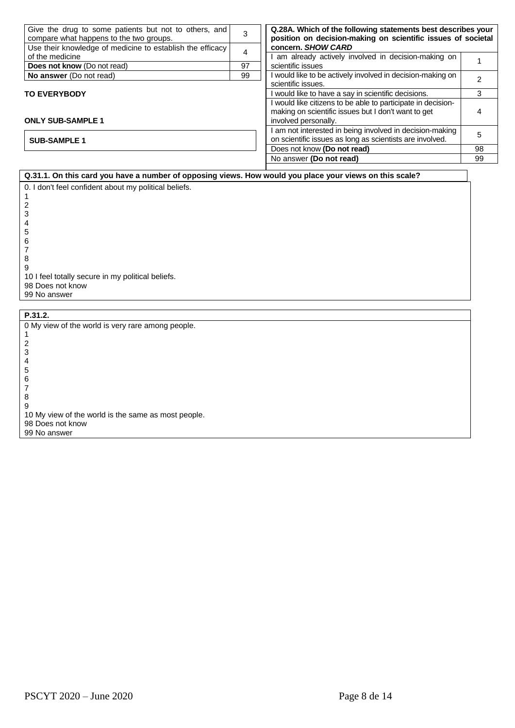| | |
|---|---|
| Give the drug to some patients but not to others, and compare what happens to the two groups. | 3 |
| Use their knowledge of medicine to establish the efficacy of the medicine | 4 |
| **Does not know** (Do not read) | 97 |
| **No answer** (Do not read) | 99 |

**TO EVERYBODY**

**ONLY SUB-SAMPLE 1**

**SUB-SAMPLE 1**

| **Q.28A. Which of the following statements best describes your position on decision-making on scientific issues of societal concern. *SHOW CARD*** | |
|---|---|
| I am already actively involved in decision-making on scientific issues | 1 |
| I would like to be actively involved in decision-making on scientific issues. | 2 |
| I would like to have a say in scientific decisions. | 3 |
| I would like citizens to be able to participate in decision-making on scientific issues but I don't want to get involved personally. | 4 |
| I am not interested in being involved in decision-making on scientific issues as long as scientists are involved. | 5 |
| Does not know **(Do not read)** | 98 |
| No answer **(Do not read)** | 99 |

**Q.31.1. On this card you have a number of opposing views. How would you place your views on this scale?**

0. I don't feel confident about my political beliefs.
1
2
3
4
5
6
7
8
9
10 I feel totally secure in my political beliefs.
98 Does not know
99 No answer

**P.31.2.**

0 My view of the world is very rare among people.
1
2
3
4
5
6
7
8
9
10 My view of the world is the same as most people.
98 Does not know
99 No answer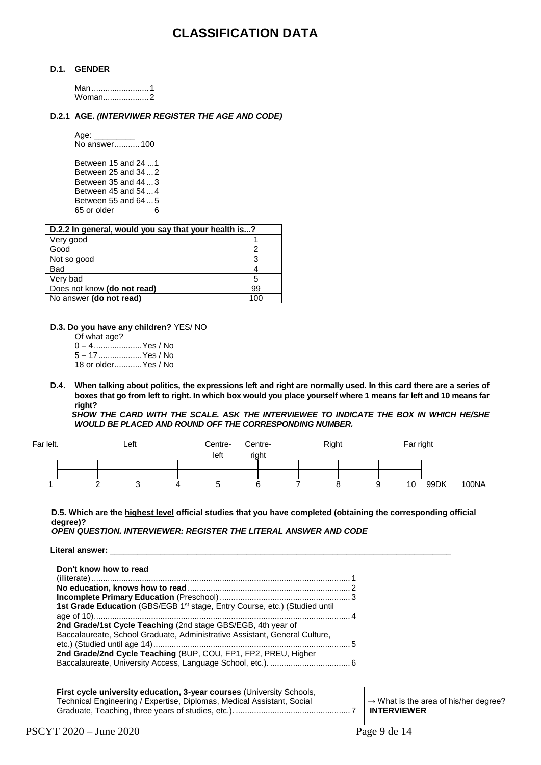# CLASSIFICATION DATA

**D.1. GENDER**

Man.........................1
Woman....................2

**D.2.1 AGE.** ***(INTERVIWER REGISTER THE AGE AND CODE)***

Age: _________
No answer...........100

Between 15 and 24 ...1
Between 25 and 34 ...2
Between 35 and 44 ...3
Between 45 and 54 ...4
Between 55 and 64 ...5
65 or older 6

| D.2.2 In general, would you say that your health is...? | |
|---|---|
| Very good | 1 |
| Good | 2 |
| Not so good | 3 |
| Bad | 4 |
| Very bad | 5 |
| Does not know **(do not read)** | 99 |
| No answer **(do not read)** | 100 |

**D.3. Do you have any children?** YES/ NO

Of what age?
0 – 4.....................Yes / No
5 – 17...................Yes / No
18 or older............Yes / No

**D.4. When talking about politics, the expressions left and right are normally used. In this card there are a series of boxes that go from left to right. In which box would you place yourself where 1 means far left and 10 means far right?**

***SHOW THE CARD WITH THE SCALE. ASK THE INTERVIEWEE TO INDICATE THE BOX IN WHICH HE/SHE WOULD BE PLACED AND ROUND OFF THE CORRESPONDING NUMBER.***

| Far lelt. | | Left | | Centre-left | Centre-right | | Right | | Far right | | |
|---|---|---|---|---|---|---|---|---|---|---|---|
| 1 | 2 | 3 | 4 | 5 | 6 | 7 | 8 | 9 | 10 | 99DK | 100NA |

**D.5. Which are the highest level official studies that you have completed (obtaining the corresponding official degree)?**
***OPEN QUESTION. INTERVIEWER: REGISTER THE LITERAL ANSWER AND CODE***

**Literal answer:** ________________________________________________________________

**Don't know how to read** (illiterate)................................................................................................1
**No education, knows how to read**.......................................................................2
**Incomplete Primary Education** (Preschool).........................................................3
**1st Grade Education** (GBS/EGB 1st stage, Entry Course, etc.) (Studied until age of 10)................................................................................................................4
**2nd Grade/1st Cycle Teaching** (2nd stage GBS/EGB, 4th year of Baccalaureate, School Graduate, Administrative Assistant, General Culture, etc.) (Studied until age 14).....................................................................................5
**2nd Grade/2nd Cycle Teaching** (BUP, COU, FP1, FP2, PREU, Higher Baccalaureate, University Access, Language School, etc.)....................................6

**First cycle university education, 3-year courses** (University Schools, Technical Engineering / Expertise, Diplomas, Medical Assistant, Social Graduate, Teaching, three years of studies, etc.)...................................................7

→ What is the area of his/her degree? **INTERVIEWER**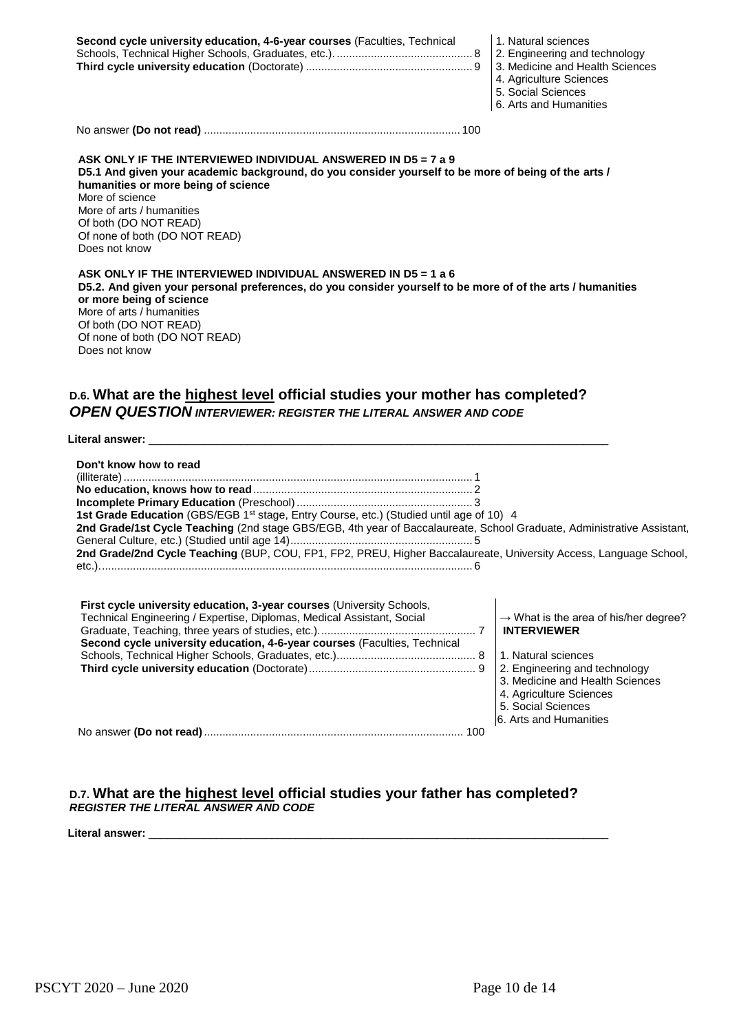**Second cycle university education, 4-6-year courses** (Faculties, Technical Schools, Technical Higher Schools, Graduates, etc.)............................................ 8
**Third cycle university education** (Doctorate) ..................................................... 9

1. Natural sciences
2. Engineering and technology
3. Medicine and Health Sciences
4. Agriculture Sciences
5. Social Sciences
6. Arts and Humanities

No answer **(Do not read)** .................................................................................. 100

**ASK ONLY IF THE INTERVIEWED INDIVIDUAL ANSWERED IN D5 = 7 a 9**
**D5.1 And given your academic background, do you consider yourself to be more of being of the arts / humanities or more being of science**

More of science
More of arts / humanities
Of both (DO NOT READ)
Of none of both (DO NOT READ)
Does not know

**ASK ONLY IF THE INTERVIEWED INDIVIDUAL ANSWERED IN D5 = 1 a 6**
**D5.2. And given your personal preferences, do you consider yourself to be more of of the arts / humanities or more being of science**

More of arts / humanities
Of both (DO NOT READ)
Of none of both (DO NOT READ)
Does not know

## D.6. What are the highest level official studies your mother has completed?

***OPEN QUESTION*** ***INTERVIEWER: REGISTER THE LITERAL ANSWER AND CODE***

**Literal answer:** ________________________________________________________________________________

**Don't know how to read** (illiterate)................................................................................................ 1
**No education, knows how to read**...................................................................... 2
**Incomplete Primary Education** (Preschool)........................................................ 3
**1st Grade Education** (GBS/EGB 1st stage, Entry Course, etc.) (Studied until age of 10) 4
**2nd Grade/1st Cycle Teaching** (2nd stage GBS/EGB, 4th year of Baccalaureate, School Graduate, Administrative Assistant, General Culture, etc.) (Studied until age 14).......................................................... 5
**2nd Grade/2nd Cycle Teaching** (BUP, COU, FP1, FP2, PREU, Higher Baccalaureate, University Access, Language School, etc.)....................................................................................................... 6

**First cycle university education, 3-year courses** (University Schools, Technical Engineering / Expertise, Diplomas, Medical Assistant, Social Graduate, Teaching, three years of studies, etc.).................................................. 7
**Second cycle university education, 4-6-year courses** (Faculties, Technical Schools, Technical Higher Schools, Graduates, etc.)............................................ 8
**Third cycle university education** (Doctorate)..................................................... 9

→ What is the area of his/her degree? **INTERVIEWER**

1. Natural sciences
2. Engineering and technology
3. Medicine and Health Sciences
4. Agriculture Sciences
5. Social Sciences
6. Arts and Humanities

No answer **(Do not read)**.................................................................................. 100

## D.7. What are the highest level official studies your father has completed?

***REGISTER THE LITERAL ANSWER AND CODE***

**Literal answer:** ________________________________________________________________________________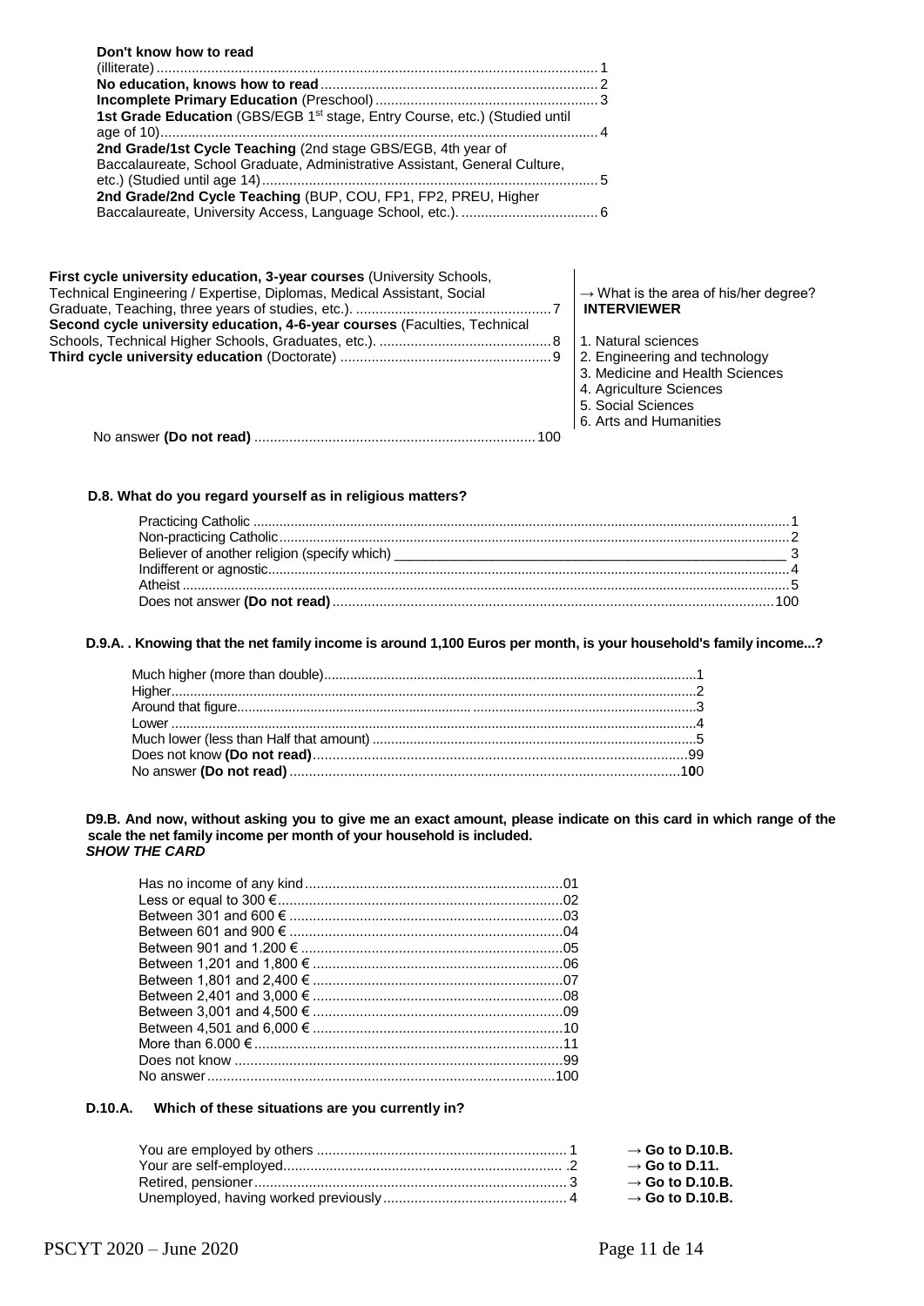**Don't know how to read** (illiterate) ........................................................ 1
**No education, knows how to read** ........................................................ 2
**Incomplete Primary Education** (Preschool) ........................................................ 3
**1st Grade Education** (GBS/EGB 1st stage, Entry Course, etc.) (Studied until age of 10) ........................................................ 4
**2nd Grade/1st Cycle Teaching** (2nd stage GBS/EGB, 4th year of Baccalaureate, School Graduate, Administrative Assistant, General Culture, etc.) (Studied until age 14) ........................................................ 5
**2nd Grade/2nd Cycle Teaching** (BUP, COU, FP1, FP2, PREU, Higher Baccalaureate, University Access, Language School, etc.) ........................................................ 6

**First cycle university education, 3-year courses** (University Schools, Technical Engineering / Expertise, Diplomas, Medical Assistant, Social Graduate, Teaching, three years of studies, etc.) ........................................................ 7
**Second cycle university education, 4-6-year courses** (Faculties, Technical Schools, Technical Higher Schools, Graduates, etc.) ........................................................ 8
**Third cycle university education** (Doctorate) ........................................................ 9

→ What is the area of his/her degree? **INTERVIEWER**

1. Natural sciences
2. Engineering and technology
3. Medicine and Health Sciences
4. Agriculture Sciences
5. Social Sciences
6. Arts and Humanities

No answer **(Do not read)** ........................................................ 100

**D.8. What do you regard yourself as in religious matters?**

Practicing Catholic ........................................................ 1
Non-practicing Catholic ........................................................ 2
Believer of another religion (specify which) ______________________ 3
Indifferent or agnostic ........................................................ 4
Atheist ........................................................ 5
Does not answer **(Do not read)** ........................................................ 100

**D.9.A. . Knowing that the net family income is around 1,100 Euros per month, is your household's family income...?**

Much higher (more than double) ........................................................ 1
Higher ........................................................ 2
Around that figure ........................................................ 3
Lower ........................................................ 4
Much lower (less than Half that amount) ........................................................ 5
Does not know **(Do not read)** ........................................................ 99
No answer **(Do not read)** ........................................................ 100

**D9.B. And now, without asking you to give me an exact amount, please indicate on this card in which range of the scale the net family income per month of your household is included.**
***SHOW THE CARD***

Has no income of any kind ........................................................ 01
Less or equal to 300 € ........................................................ 02
Between 301 and 600 € ........................................................ 03
Between 601 and 900 € ........................................................ 04
Between 901 and 1.200 € ........................................................ 05
Between 1,201 and 1,800 € ........................................................ 06
Between 1,801 and 2,400 € ........................................................ 07
Between 2,401 and 3,000 € ........................................................ 08
Between 3,001 and 4,500 € ........................................................ 09
Between 4,501 and 6,000 € ........................................................ 10
More than 6.000 € ........................................................ 11
Does not know ........................................................ 99
No answer ........................................................ 100

**D.10.A. Which of these situations are you currently in?**

You are employed by others ........................................................ 1 → **Go to D.10.B.**
Your are self-employed ........................................................ .2 → **Go to D.11.**
Retired, pensioner ........................................................ 3 → **Go to D.10.B.**
Unemployed, having worked previously ........................................................ 4 → **Go to D.10.B.**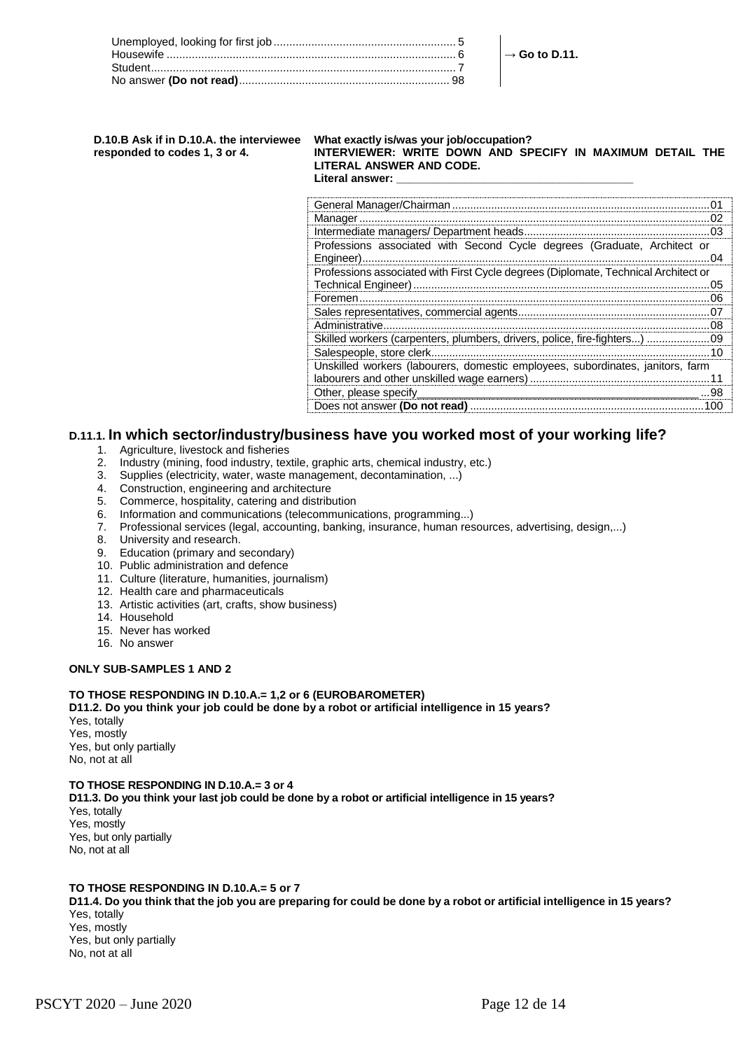Unemployed, looking for first job .......... 5
Housewife .......... 6
Student.......... 7
No answer **(Do not read)**.......... 98

→ **Go to D.11.**

**D.10.B Ask if in D.10.A. the interviewee responded to codes 1, 3 or 4.**

**What exactly is/was your job/occupation?**
**INTERVIEWER: WRITE DOWN AND SPECIFY IN MAXIMUM DETAIL THE LITERAL ANSWER AND CODE.**
**Literal answer: ______________________________________**

| | |
|---|---|
| General Manager/Chairman | 01 |
| Manager | 02 |
| Intermediate managers/ Department heads | 03 |
| Professions associated with Second Cycle degrees (Graduate, Architect or Engineer) | 04 |
| Professions associated with First Cycle degrees (Diplomate, Technical Architect or Technical Engineer) | 05 |
| Foremen | 06 |
| Sales representatives, commercial agents | 07 |
| Administrative | 08 |
| Skilled workers (carpenters, plumbers, drivers, police, fire-fighters...) | 09 |
| Salespeople, store clerk | 10 |
| Unskilled workers (labourers, domestic employees, subordinates, janitors, farm labourers and other unskilled wage earners) | 11 |
| Other, please specify ______ | 98 |
| Does not answer **(Do not read)** | 100 |

## D.11.1. In which sector/industry/business have you worked most of your working life?

1. Agriculture, livestock and fisheries
2. Industry (mining, food industry, textile, graphic arts, chemical industry, etc.)
3. Supplies (electricity, water, waste management, decontamination, ...)
4. Construction, engineering and architecture
5. Commerce, hospitality, catering and distribution
6. Information and communications (telecommunications, programming...)
7. Professional services (legal, accounting, banking, insurance, human resources, advertising, design,...)
8. University and research.
9. Education (primary and secondary)
10. Public administration and defence
11. Culture (literature, humanities, journalism)
12. Health care and pharmaceuticals
13. Artistic activities (art, crafts, show business)
14. Household
15. Never has worked
16. No answer

**ONLY SUB-SAMPLES 1 AND 2**

**TO THOSE RESPONDING IN D.10.A.= 1,2 or 6 (EUROBAROMETER)**
**D11.2. Do you think your job could be done by a robot or artificial intelligence in 15 years?**
Yes, totally
Yes, mostly
Yes, but only partially
No, not at all

**TO THOSE RESPONDING IN D.10.A.= 3 or 4**
**D11.3. Do you think your last job could be done by a robot or artificial intelligence in 15 years?**
Yes, totally
Yes, mostly
Yes, but only partially
No, not at all

**TO THOSE RESPONDING IN D.10.A.= 5 or 7**
**D11.4. Do you think that the job you are preparing for could be done by a robot or artificial intelligence in 15 years?**
Yes, totally
Yes, mostly
Yes, but only partially
No, not at all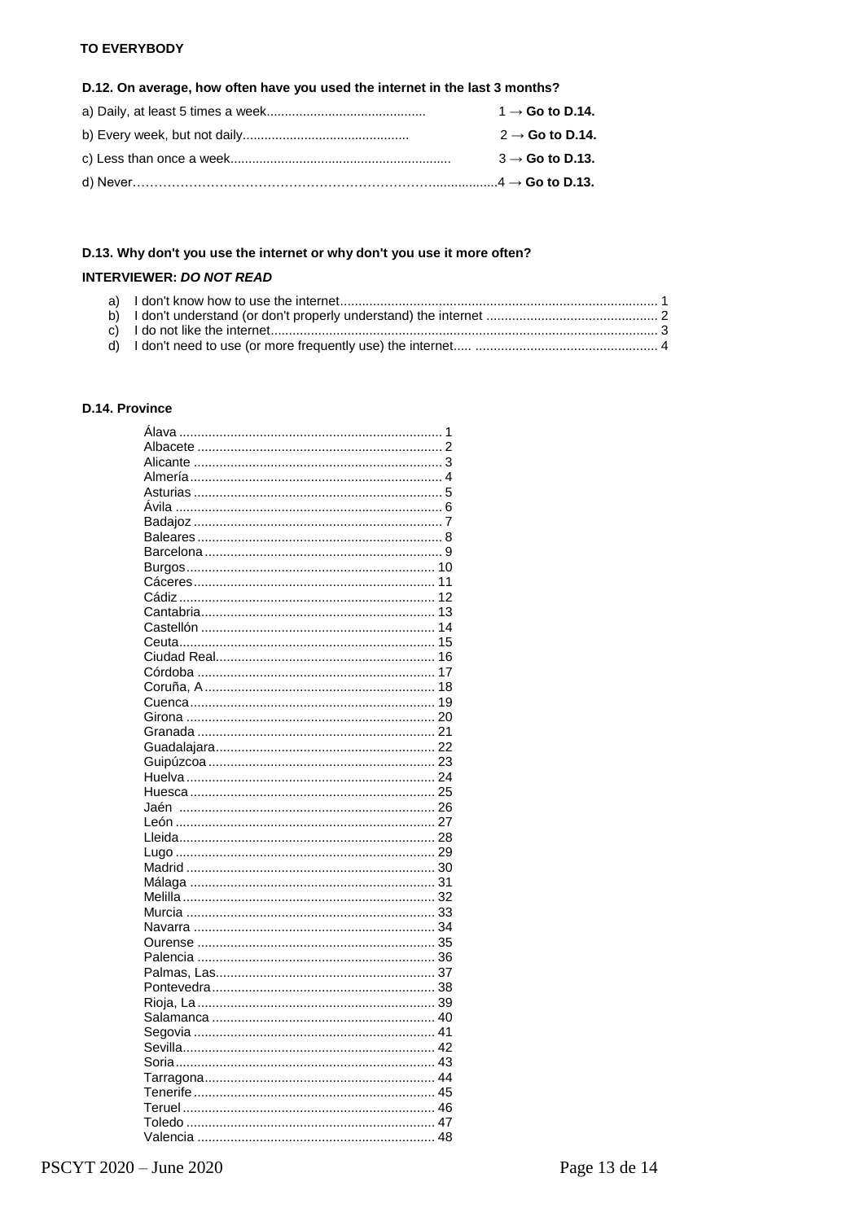**TO EVERYBODY**

**D.12. On average, how often have you used the internet in the last 3 months?**

a) Daily, at least 5 times a week........................................... 1 → **Go to D.14.**

b) Every week, but not daily............................................. 2 → **Go to D.14.**

c) Less than once a week............................................................ 3 → **Go to D.13.**

d) Never………………………………………………………….................4 → **Go to D.13.**

**D.13. Why don't you use the internet or why don't you use it more often?**

**INTERVIEWER: *DO NOT READ***

a) I don't know how to use the internet...................................................................................... 1
b) I don't understand (or don't properly understand) the internet ............................................... 2
c) I do not like the internet......................................................................................................... 3
d) I don't need to use (or more frequently use) the internet..... .................................................. 4

**D.14. Province**

Álava ....................................................................... 1
Albacete .................................................................. 2
Alicante ................................................................... 3
Almería.................................................................... 4
Asturias ................................................................... 5
Ávila ........................................................................ 6
Badajoz ................................................................... 7
Baleares .................................................................. 8
Barcelona ................................................................ 9
Burgos.................................................................... 10
Cáceres.................................................................. 11
Cádiz ...................................................................... 12
Cantabria................................................................ 13
Castellón ................................................................ 14
Ceuta...................................................................... 15
Ciudad Real............................................................ 16
Córdoba ................................................................. 17
Coruña, A ............................................................... 18
Cuenca................................................................... 19
Girona .................................................................... 20
Granada ................................................................. 21
Guadalajara............................................................ 22
Guipúzcoa .............................................................. 23
Huelva.................................................................... 24
Huesca ................................................................... 25
Jaén ...................................................................... 26
León ....................................................................... 27
Lleida...................................................................... 28
Lugo ....................................................................... 29
Madrid .................................................................... 30
Málaga ................................................................... 31
Melilla ..................................................................... 32
Murcia .................................................................... 33
Navarra .................................................................. 34
Ourense ................................................................. 35
Palencia ................................................................. 36
Palmas, Las............................................................ 37
Pontevedra ............................................................. 38
Rioja, La ................................................................. 39
Salamanca ............................................................. 40
Segovia .................................................................. 41
Sevilla..................................................................... 42
Soria ....................................................................... 43
Tarragona............................................................... 44
Tenerife .................................................................. 45
Teruel ..................................................................... 46
Toledo .................................................................... 47
Valencia ................................................................. 48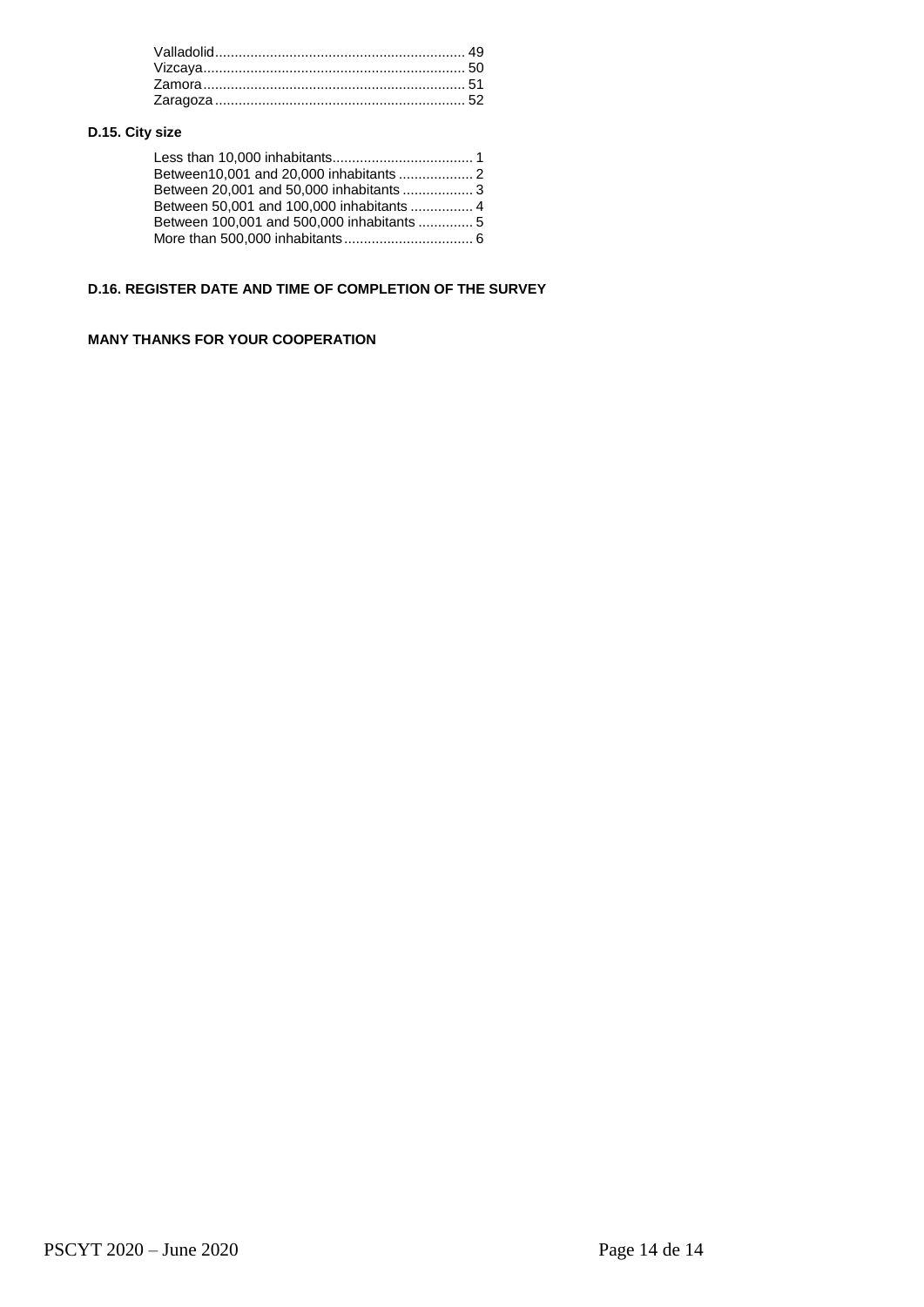Valladolid................................................................ 49
Vizcaya................................................................... 50
Zamora.................................................................... 51
Zaragoza.................................................................. 52

**D.15. City size**

Less than 10,000 inhabitants................................... 1
Between10,001 and 20,000 inhabitants ................... 2
Between 20,001 and 50,000 inhabitants .................. 3
Between 50,001 and 100,000 inhabitants ................ 4
Between 100,001 and 500,000 inhabitants .............. 5
More than 500,000 inhabitants................................. 6

**D.16. REGISTER DATE AND TIME OF COMPLETION OF THE SURVEY**

**MANY THANKS FOR YOUR COOPERATION**